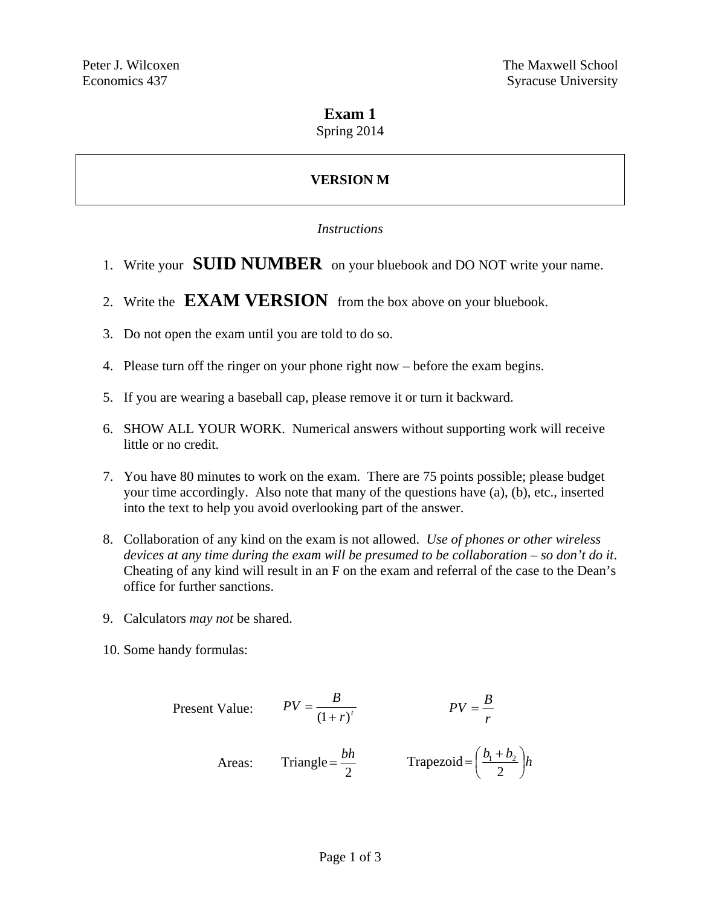Peter J. Wilcoxen
Economics 437

The Maxwell School
Syracuse University

# Exam 1

Spring 2014

**VERSION M**

*Instructions*

1. Write your **SUID NUMBER** on your bluebook and DO NOT write your name.

2. Write the **EXAM VERSION** from the box above on your bluebook.

3. Do not open the exam until you are told to do so.

4. Please turn off the ringer on your phone right now – before the exam begins.

5. If you are wearing a baseball cap, please remove it or turn it backward.

6. SHOW ALL YOUR WORK. Numerical answers without supporting work will receive little or no credit.

7. You have 80 minutes to work on the exam. There are 75 points possible; please budget your time accordingly. Also note that many of the questions have (a), (b), etc., inserted into the text to help you avoid overlooking part of the answer.

8. Collaboration of any kind on the exam is not allowed. *Use of phones or other wireless devices at any time during the exam will be presumed to be collaboration – so don't do it*. Cheating of any kind will result in an F on the exam and referral of the case to the Dean's office for further sanctions.

9. Calculators *may not* be shared.

10. Some handy formulas:

Present Value: $PV = \frac{B}{(1+r)^t}$ $\qquad PV = \frac{B}{r}$

Areas: $\text{Triangle} = \frac{bh}{2}$ $\qquad \text{Trapezoid} = \left(\frac{b_1 + b_2}{2}\right)h$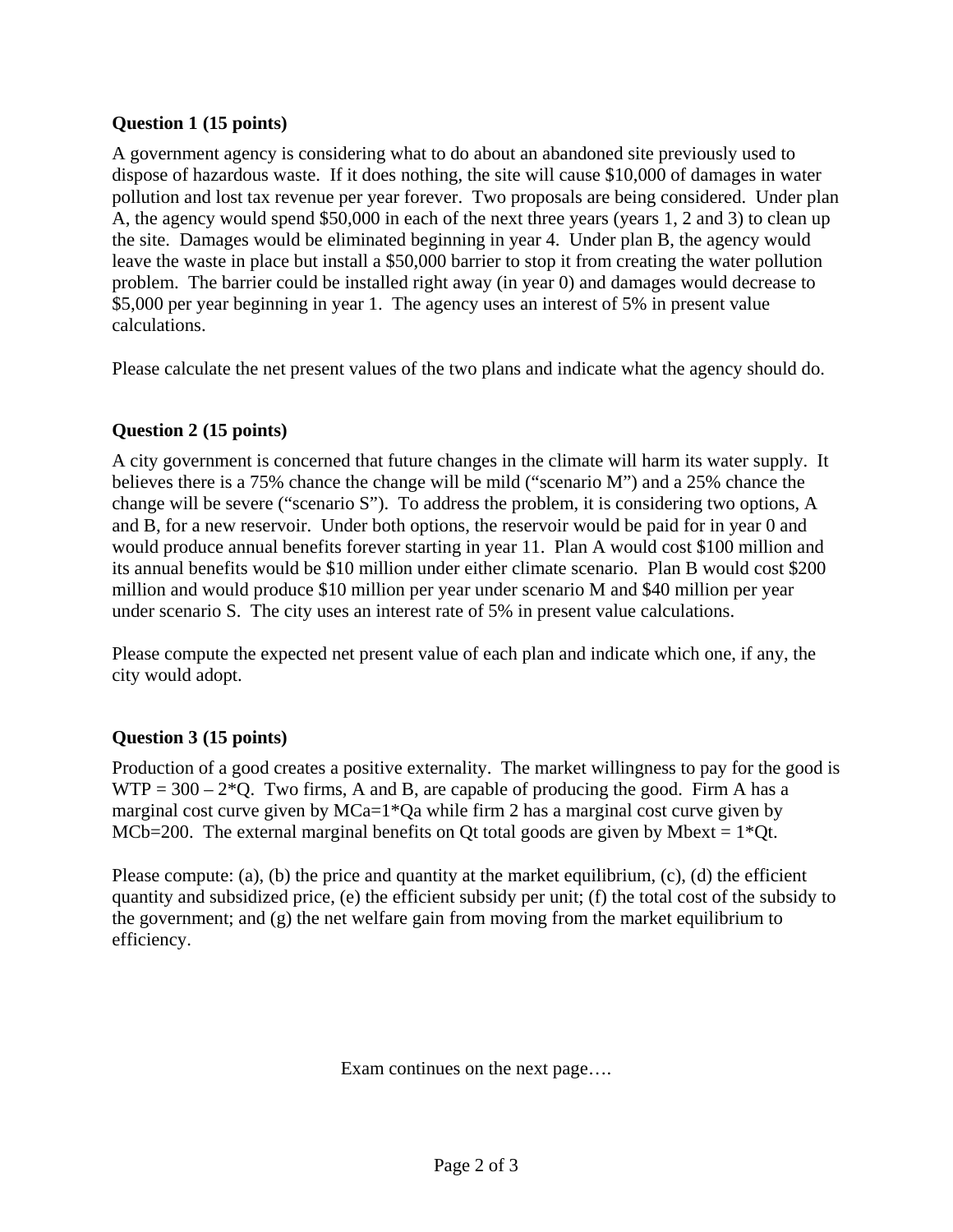**Question 1 (15 points)**

A government agency is considering what to do about an abandoned site previously used to dispose of hazardous waste. If it does nothing, the site will cause $10,000 of damages in water pollution and lost tax revenue per year forever. Two proposals are being considered. Under plan A, the agency would spend $50,000 in each of the next three years (years 1, 2 and 3) to clean up the site. Damages would be eliminated beginning in year 4. Under plan B, the agency would leave the waste in place but install a $50,000 barrier to stop it from creating the water pollution problem. The barrier could be installed right away (in year 0) and damages would decrease to $5,000 per year beginning in year 1. The agency uses an interest of 5% in present value calculations.

Please calculate the net present values of the two plans and indicate what the agency should do.

**Question 2 (15 points)**

A city government is concerned that future changes in the climate will harm its water supply. It believes there is a 75% chance the change will be mild ("scenario M") and a 25% chance the change will be severe ("scenario S"). To address the problem, it is considering two options, A and B, for a new reservoir. Under both options, the reservoir would be paid for in year 0 and would produce annual benefits forever starting in year 11. Plan A would cost $100 million and its annual benefits would be $10 million under either climate scenario. Plan B would cost $200 million and would produce $10 million per year under scenario M and $40 million per year under scenario S. The city uses an interest rate of 5% in present value calculations.

Please compute the expected net present value of each plan and indicate which one, if any, the city would adopt.

**Question 3 (15 points)**

Production of a good creates a positive externality. The market willingness to pay for the good is $WTP = 300 - 2*Q$. Two firms, A and B, are capable of producing the good. Firm A has a marginal cost curve given by $MCa=1*Qa$ while firm 2 has a marginal cost curve given by $MCb=200$. The external marginal benefits on Qt total goods are given by $Mbext = 1*Qt$.

Please compute: (a), (b) the price and quantity at the market equilibrium, (c), (d) the efficient quantity and subsidized price, (e) the efficient subsidy per unit; (f) the total cost of the subsidy to the government; and (g) the net welfare gain from moving from the market equilibrium to efficiency.

Exam continues on the next page….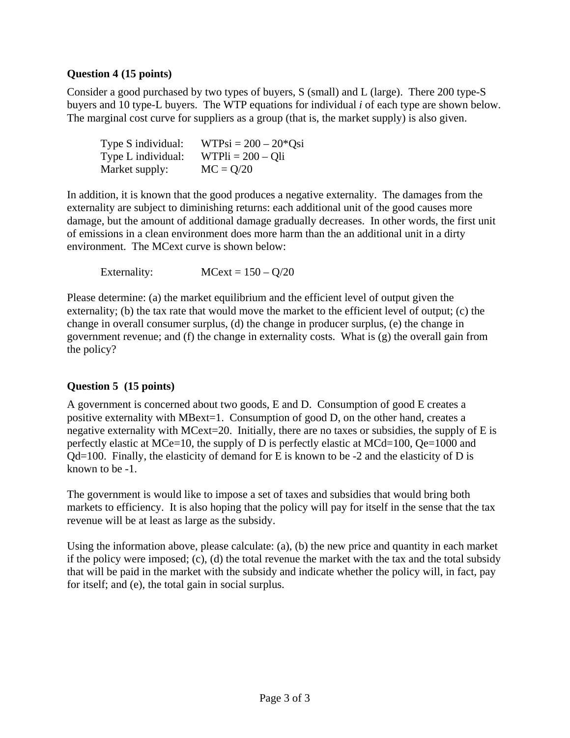**Question 4 (15 points)**

Consider a good purchased by two types of buyers, S (small) and L (large). There 200 type-S buyers and 10 type-L buyers. The WTP equations for individual *i* of each type are shown below. The marginal cost curve for suppliers as a group (that is, the market supply) is also given.

Type S individual: $WTPsi = 200 - 20*Qsi$

Type L individual: $WTPli = 200 - Qli$

Market supply: $MC = Q/20$

In addition, it is known that the good produces a negative externality. The damages from the externality are subject to diminishing returns: each additional unit of the good causes more damage, but the amount of additional damage gradually decreases. In other words, the first unit of emissions in a clean environment does more harm than the an additional unit in a dirty environment. The MCext curve is shown below:

Externality: $MCext = 150 - Q/20$

Please determine: (a) the market equilibrium and the efficient level of output given the externality; (b) the tax rate that would move the market to the efficient level of output; (c) the change in overall consumer surplus, (d) the change in producer surplus, (e) the change in government revenue; and (f) the change in externality costs. What is (g) the overall gain from the policy?

**Question 5 (15 points)**

A government is concerned about two goods, E and D. Consumption of good E creates a positive externality with MBext=1. Consumption of good D, on the other hand, creates a negative externality with MCext=20. Initially, there are no taxes or subsidies, the supply of E is perfectly elastic at MCe=10, the supply of D is perfectly elastic at MCd=100, Qe=1000 and Qd=100. Finally, the elasticity of demand for E is known to be -2 and the elasticity of D is known to be -1.

The government is would like to impose a set of taxes and subsidies that would bring both markets to efficiency. It is also hoping that the policy will pay for itself in the sense that the tax revenue will be at least as large as the subsidy.

Using the information above, please calculate: (a), (b) the new price and quantity in each market if the policy were imposed; (c), (d) the total revenue the market with the tax and the total subsidy that will be paid in the market with the subsidy and indicate whether the policy will, in fact, pay for itself; and (e), the total gain in social surplus.